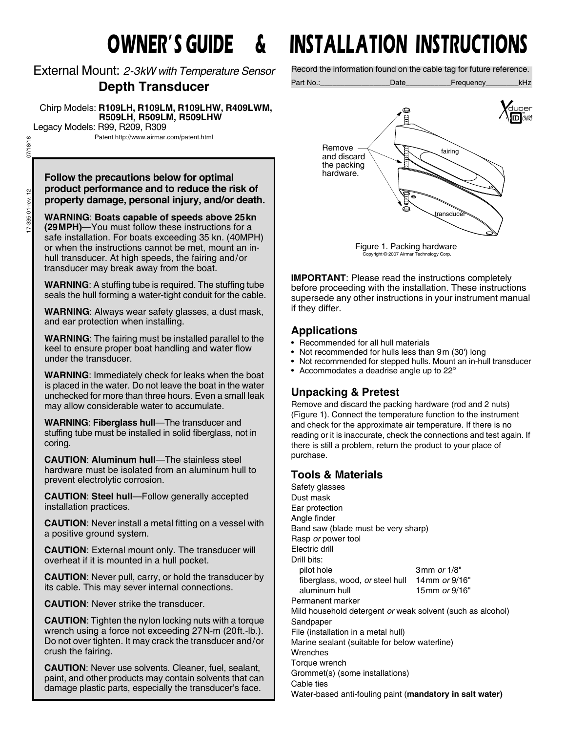# OWNER'S GUIDE & INSTALLATION INSTRUCTIONS

External Mount: *2-3kW with Temperature Sensor*

## Depth Transducer

Chirp Models: **R109LH, R109LM, R109LHW, R409LWM, R509LH, R509LM, R509LHW**

Legacy Models: R99, R209, R309

Patent http://www.airmar.com/patent.html

**Follow the precautions below for optimal product performance and to reduce the risk of property damage, personal injury, and/or death.**

**WARNING**: **Boats capable of speeds above 25kn (29MPH)**—You must follow these instructions for a safe installation. For boats exceeding 35 kn. (40MPH) or when the instructions cannot be met, mount an in-hull transducer. At high speeds, the fairing and/or transducer may break away from the boat.

**WARNING**: A stuffing tube is required. The stuffing tube seals the hull forming a water-tight conduit for the cable.

**WARNING**: Always wear safety glasses, a dust mask, and ear protection when installing.

**WARNING**: The fairing must be installed parallel to the keel to ensure proper boat handling and water flow under the transducer.

**WARNING**: Immediately check for leaks when the boat is placed in the water. Do not leave the boat in the water unchecked for more than three hours. Even a small leak may allow considerable water to accumulate.

**WARNING**: **Fiberglass hull**—The transducer and stuffing tube must be installed in solid fiberglass, not in coring.

**CAUTION**: **Aluminum hull**—The stainless steel hardware must be isolated from an aluminum hull to prevent electrolytic corrosion.

**CAUTION**: **Steel hull**—Follow generally accepted installation practices.

**CAUTION**: Never install a metal fitting on a vessel with a positive ground system.

**CAUTION**: External mount only. The transducer will overheat if it is mounted in a hull pocket.

**CAUTION**: Never pull, carry, or hold the transducer by its cable. This may sever internal connections.

**CAUTION**: Never strike the transducer.

**CAUTION**: Tighten the nylon locking nuts with a torque wrench using a force not exceeding 27N-m (20ft.-lb.). Do not over tighten. It may crack the transducer and/or crush the fairing.

**CAUTION**: Never use solvents. Cleaner, fuel, sealant, paint, and other products may contain solvents that can damage plastic parts, especially the transducer's face.

Record the information found on the cable tag for future reference.

Part No.:________________Date__________Frequency________kHz

Remove and discard the packing hardware.

fairing

transducer

Figure 1. Packing hardware

Copyright © 2007 Airmar Technology Corp.

**IMPORTANT**: Please read the instructions completely before proceeding with the installation. These instructions supersede any other instructions in your instrument manual if they differ.

## Applications

- Recommended for all hull materials
- Not recommended for hulls less than 9m (30') long
- Not recommended for stepped hulls. Mount an in-hull transducer
- Accommodates a deadrise angle up to 22°

## Unpacking & Pretest

Remove and discard the packing hardware (rod and 2 nuts) (Figure 1). Connect the temperature function to the instrument and check for the approximate air temperature. If there is no reading or it is inaccurate, check the connections and test again. If there is still a problem, return the product to your place of purchase.

## Tools & Materials

Safety glasses
Dust mask
Ear protection
Angle finder
Band saw (blade must be very sharp)
Rasp *or* power tool
Electric drill
Drill bits:
- pilot hole 3mm *or* 1/8"
- fiberglass, wood, *or* steel hull 14mm *or* 9/16"
- aluminum hull 15mm *or* 9/16"

Permanent marker
Mild household detergent *or* weak solvent (such as alcohol)
Sandpaper
File (installation in a metal hull)
Marine sealant (suitable for below waterline)
Wrenches
Torque wrench
Grommet(s) (some installations)
Cable ties
Water-based anti-fouling paint (**mandatory in salt water)**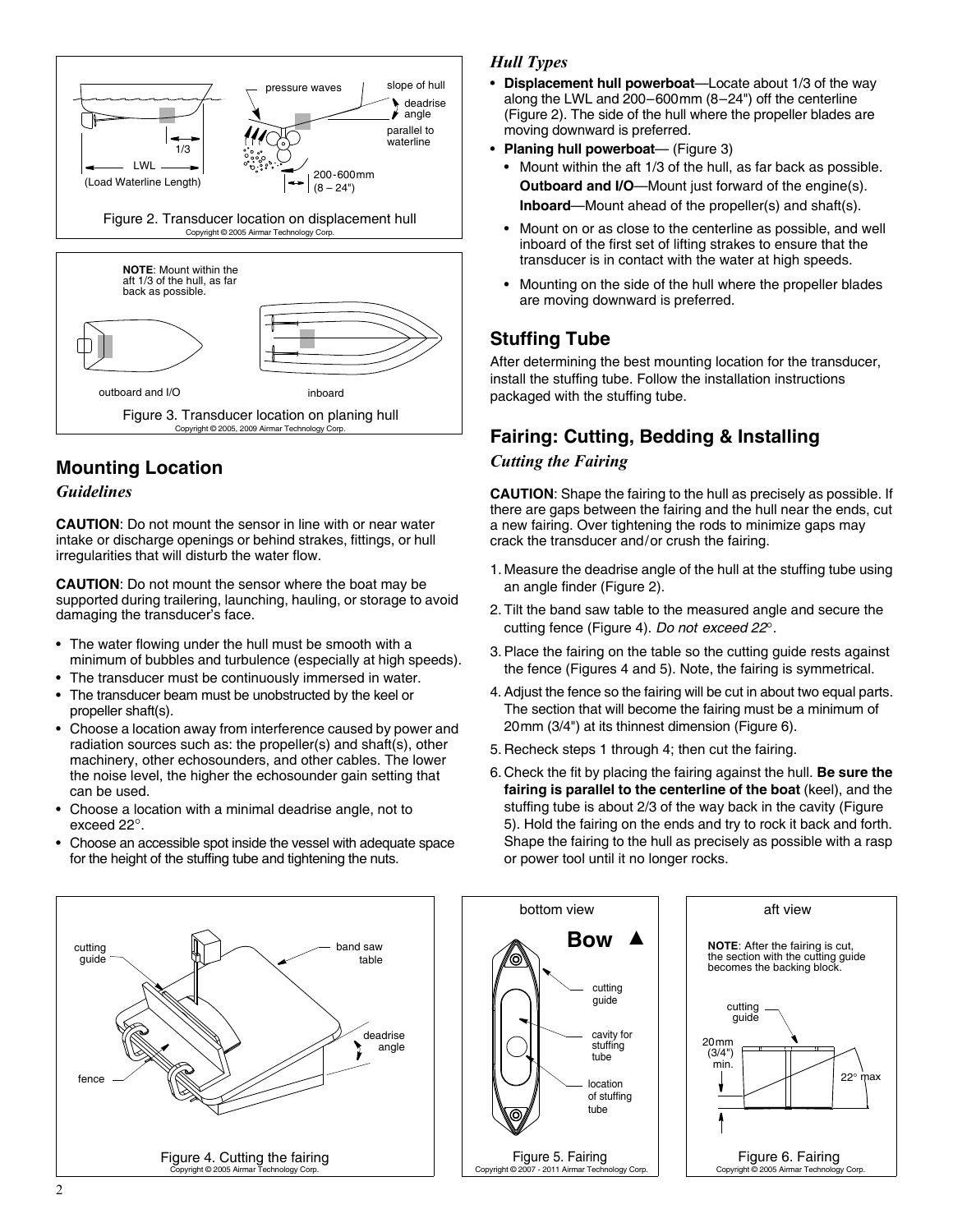Figure 2. Transducer location on displacement hull

Copyright © 2005 Airmar Technology Corp.

**NOTE**: Mount within the aft 1/3 of the hull, as far back as possible.

Figure 3. Transducer location on planing hull

Copyright © 2005, 2009 Airmar Technology Corp.

## Mounting Location

### *Guidelines*

**CAUTION**: Do not mount the sensor in line with or near water intake or discharge openings or behind strakes, fittings, or hull irregularities that will disturb the water flow.

**CAUTION**: Do not mount the sensor where the boat may be supported during trailering, launching, hauling, or storage to avoid damaging the transducer's face.

- The water flowing under the hull must be smooth with a minimum of bubbles and turbulence (especially at high speeds).
- The transducer must be continuously immersed in water.
- The transducer beam must be unobstructed by the keel or propeller shaft(s).
- Choose a location away from interference caused by power and radiation sources such as: the propeller(s) and shaft(s), other machinery, other echosounders, and other cables. The lower the noise level, the higher the echosounder gain setting that can be used.
- Choose a location with a minimal deadrise angle, not to exceed 22°.
- Choose an accessible spot inside the vessel with adequate space for the height of the stuffing tube and tightening the nuts.

### *Hull Types*

- **Displacement hull powerboat**—Locate about 1/3 of the way along the LWL and 200–600mm (8–24") off the centerline (Figure 2). The side of the hull where the propeller blades are moving downward is preferred.
- **Planing hull powerboat**— (Figure 3)
  - Mount within the aft 1/3 of the hull, as far back as possible. **Outboard and I/O**—Mount just forward of the engine(s). **Inboard**—Mount ahead of the propeller(s) and shaft(s).
  - Mount on or as close to the centerline as possible, and well inboard of the first set of lifting strakes to ensure that the transducer is in contact with the water at high speeds.
  - Mounting on the side of the hull where the propeller blades are moving downward is preferred.

## Stuffing Tube

After determining the best mounting location for the transducer, install the stuffing tube. Follow the installation instructions packaged with the stuffing tube.

## Fairing: Cutting, Bedding & Installing

### *Cutting the Fairing*

**CAUTION**: Shape the fairing to the hull as precisely as possible. If there are gaps between the fairing and the hull near the ends, cut a new fairing. Over tightening the rods to minimize gaps may crack the transducer and/or crush the fairing.

1. Measure the deadrise angle of the hull at the stuffing tube using an angle finder (Figure 2).
2. Tilt the band saw table to the measured angle and secure the cutting fence (Figure 4). *Do not exceed 22°.*
3. Place the fairing on the table so the cutting guide rests against the fence (Figures 4 and 5). Note, the fairing is symmetrical.
4. Adjust the fence so the fairing will be cut in about two equal parts. The section that will become the fairing must be a minimum of 20mm (3/4") at its thinnest dimension (Figure 6).
5. Recheck steps 1 through 4; then cut the fairing.
6. Check the fit by placing the fairing against the hull. **Be sure the fairing is parallel to the centerline of the boat** (keel), and the stuffing tube is about 2/3 of the way back in the cavity (Figure 5). Hold the fairing on the ends and try to rock it back and forth. Shape the fairing to the hull as precisely as possible with a rasp or power tool until it no longer rocks.

Figure 4. Cutting the fairing

Copyright © 2005 Airmar Technology Corp.

Figure 5. Fairing

Copyright © 2007 - 2011 Airmar Technology Corp.

**NOTE**: After the fairing is cut, the section with the cutting guide becomes the backing block.

Figure 6. Fairing

Copyright © 2005 Airmar Technology Corp.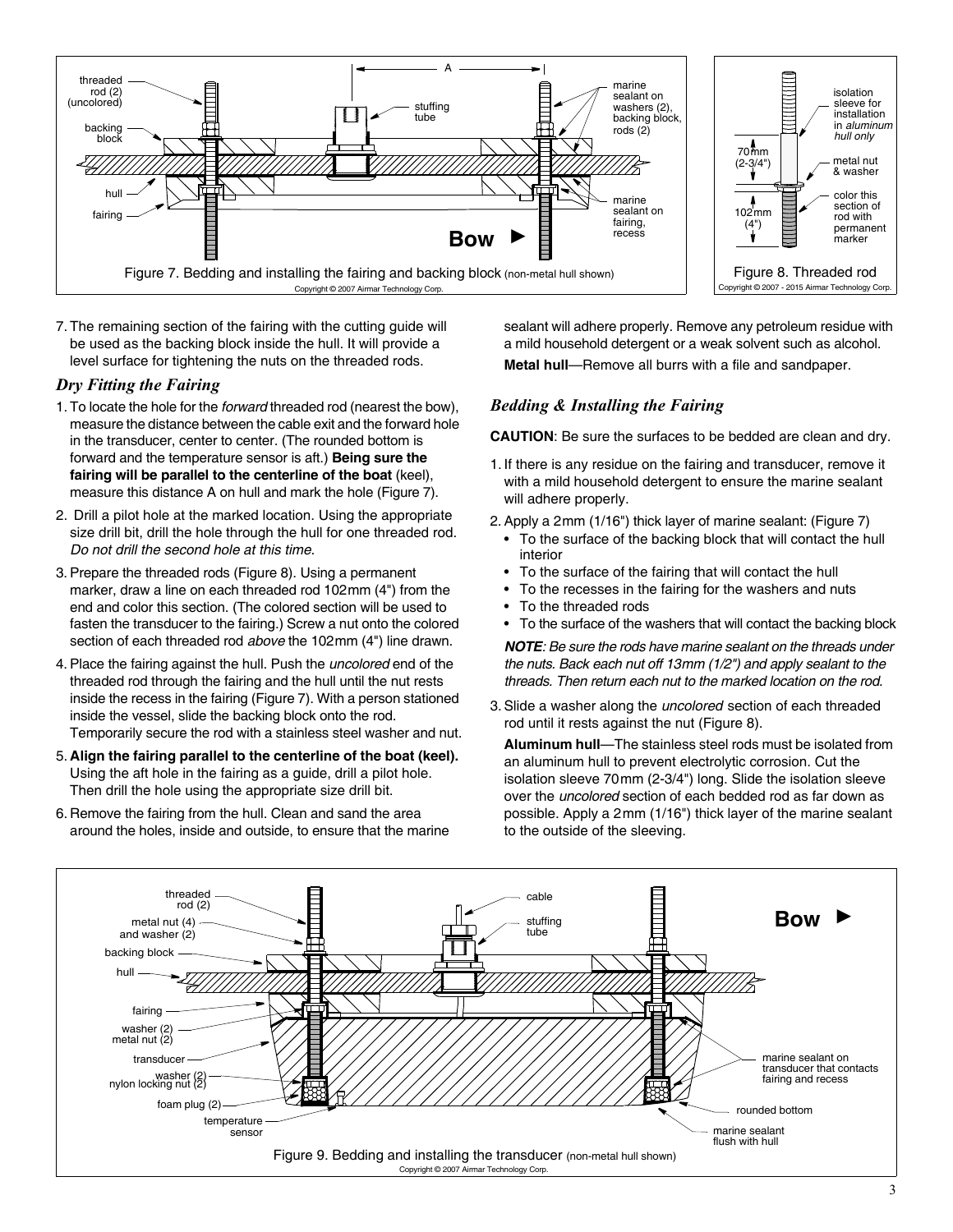Figure 7. Bedding and installing the fairing and backing block (non-metal hull shown)

Figure 8. Threaded rod

7. The remaining section of the fairing with the cutting guide will be used as the backing block inside the hull. It will provide a level surface for tightening the nuts on the threaded rods.

### *Dry Fitting the Fairing*

1. To locate the hole for the *forward* threaded rod (nearest the bow), measure the distance between the cable exit and the forward hole in the transducer, center to center. (The rounded bottom is forward and the temperature sensor is aft.) **Being sure the fairing will be parallel to the centerline of the boat** (keel), measure this distance A on hull and mark the hole (Figure 7).
2. Drill a pilot hole at the marked location. Using the appropriate size drill bit, drill the hole through the hull for one threaded rod. *Do not drill the second hole at this time.*
3. Prepare the threaded rods (Figure 8). Using a permanent marker, draw a line on each threaded rod 102mm (4") from the end and color this section. (The colored section will be used to fasten the transducer to the fairing.) Screw a nut onto the colored section of each threaded rod *above* the 102mm (4") line drawn.
4. Place the fairing against the hull. Push the *uncolored* end of the threaded rod through the fairing and the hull until the nut rests inside the recess in the fairing (Figure 7). With a person stationed inside the vessel, slide the backing block onto the rod. Temporarily secure the rod with a stainless steel washer and nut.
5. **Align the fairing parallel to the centerline of the boat (keel).** Using the aft hole in the fairing as a guide, drill a pilot hole. Then drill the hole using the appropriate size drill bit.
6. Remove the fairing from the hull. Clean and sand the area around the holes, inside and outside, to ensure that the marine sealant will adhere properly. Remove any petroleum residue with a mild household detergent or a weak solvent such as alcohol.

   **Metal hull**—Remove all burrs with a file and sandpaper.

### *Bedding & Installing the Fairing*

**CAUTION**: Be sure the surfaces to be bedded are clean and dry.

1. If there is any residue on the fairing and transducer, remove it with a mild household detergent to ensure the marine sealant will adhere properly.
2. Apply a 2mm (1/16") thick layer of marine sealant: (Figure 7)
   - To the surface of the backing block that will contact the hull interior
   - To the surface of the fairing that will contact the hull
   - To the recesses in the fairing for the washers and nuts
   - To the threaded rods
   - To the surface of the washers that will contact the backing block

   ***NOTE**: Be sure the rods have marine sealant on the threads under the nuts. Back each nut off 13mm (1/2") and apply sealant to the threads. Then return each nut to the marked location on the rod.*
3. Slide a washer along the *uncolored* section of each threaded rod until it rests against the nut (Figure 8).

   **Aluminum hull**—The stainless steel rods must be isolated from an aluminum hull to prevent electrolytic corrosion. Cut the isolation sleeve 70mm (2-3/4") long. Slide the isolation sleeve over the *uncolored* section of each bedded rod as far down as possible. Apply a 2mm (1/16") thick layer of the marine sealant to the outside of the sleeving.

Figure 9. Bedding and installing the transducer (non-metal hull shown)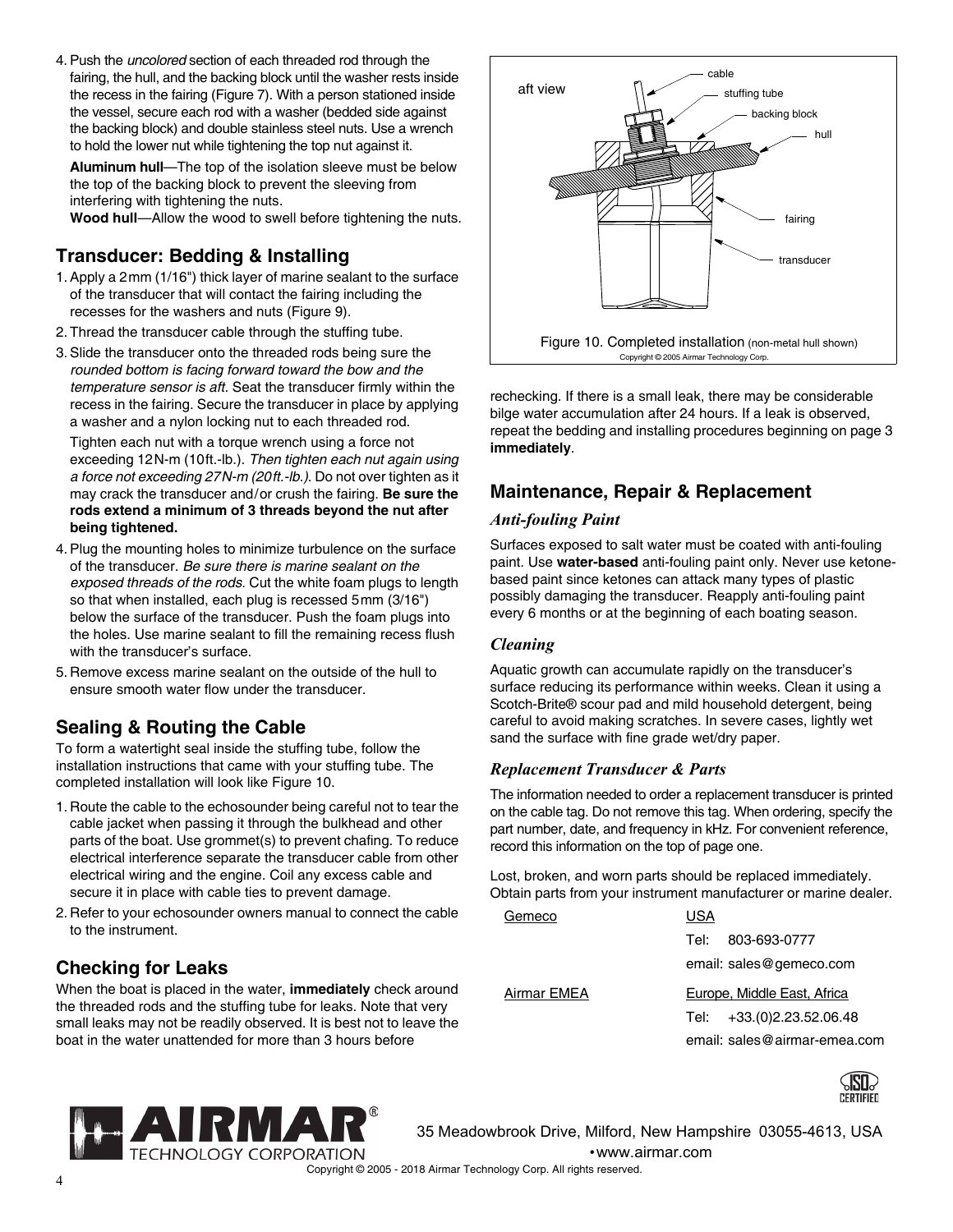4. Push the *uncolored* section of each threaded rod through the fairing, the hull, and the backing block until the washer rests inside the recess in the fairing (Figure 7). With a person stationed inside the vessel, secure each rod with a washer (bedded side against the backing block) and double stainless steel nuts. Use a wrench to hold the lower nut while tightening the top nut against it.

   **Aluminum hull**—The top of the isolation sleeve must be below the top of the backing block to prevent the sleeving from interfering with tightening the nuts.

   **Wood hull**—Allow the wood to swell before tightening the nuts.

## Transducer: Bedding & Installing

1. Apply a 2mm (1/16") thick layer of marine sealant to the surface of the transducer that will contact the fairing including the recesses for the washers and nuts (Figure 9).
2. Thread the transducer cable through the stuffing tube.
3. Slide the transducer onto the threaded rods being sure the *rounded bottom is facing forward toward the bow and the temperature sensor is aft*. Seat the transducer firmly within the recess in the fairing. Secure the transducer in place by applying a washer and a nylon locking nut to each threaded rod.

   Tighten each nut with a torque wrench using a force not exceeding 12N-m (10ft.-lb.). *Then tighten each nut again using a force not exceeding 27N-m (20ft.-lb.).* Do not over tighten as it may crack the transducer and/or crush the fairing. **Be sure the rods extend a minimum of 3 threads beyond the nut after being tightened.**
4. Plug the mounting holes to minimize turbulence on the surface of the transducer. *Be sure there is marine sealant on the exposed threads of the rods*. Cut the white foam plugs to length so that when installed, each plug is recessed 5mm (3/16") below the surface of the transducer. Push the foam plugs into the holes. Use marine sealant to fill the remaining recess flush with the transducer's surface.
5. Remove excess marine sealant on the outside of the hull to ensure smooth water flow under the transducer.

## Sealing & Routing the Cable

To form a watertight seal inside the stuffing tube, follow the installation instructions that came with your stuffing tube. The completed installation will look like Figure 10.

1. Route the cable to the echosounder being careful not to tear the cable jacket when passing it through the bulkhead and other parts of the boat. Use grommet(s) to prevent chafing. To reduce electrical interference separate the transducer cable from other electrical wiring and the engine. Coil any excess cable and secure it in place with cable ties to prevent damage.
2. Refer to your echosounder owners manual to connect the cable to the instrument.

## Checking for Leaks

When the boat is placed in the water, **immediately** check around the threaded rods and the stuffing tube for leaks. Note that very small leaks may not be readily observed. It is best not to leave the boat in the water unattended for more than 3 hours before rechecking. If there is a small leak, there may be considerable bilge water accumulation after 24 hours. If a leak is observed, repeat the bedding and installing procedures beginning on page 3 **immediately**.

aft view

cable

stuffing tube

backing block

hull

fairing

transducer

Figure 10. Completed installation (non-metal hull shown)

Copyright © 2005 Airmar Technology Corp.

## Maintenance, Repair & Replacement

### *Anti-fouling Paint*

Surfaces exposed to salt water must be coated with anti-fouling paint. Use **water-based** anti-fouling paint only. Never use ketone-based paint since ketones can attack many types of plastic possibly damaging the transducer. Reapply anti-fouling paint every 6 months or at the beginning of each boating season.

### *Cleaning*

Aquatic growth can accumulate rapidly on the transducer's surface reducing its performance within weeks. Clean it using a Scotch-Brite® scour pad and mild household detergent, being careful to avoid making scratches. In severe cases, lightly wet sand the surface with fine grade wet/dry paper.

### *Replacement Transducer & Parts*

The information needed to order a replacement transducer is printed on the cable tag. Do not remove this tag. When ordering, specify the part number, date, and frequency in kHz. For convenient reference, record this information on the top of page one.

Lost, broken, and worn parts should be replaced immediately. Obtain parts from your instrument manufacturer or marine dealer.

| | |
|---|---|
| Gemeco | USA |
| | Tel: 803-693-0777 |
| | email: sales@gemeco.com |
| Airmar EMEA | Europe, Middle East, Africa |
| | Tel: +33.(0)2.23.52.06.48 |
| | email: sales@airmar-emea.com |

ISO CERTIFIED

AIRMAR® TECHNOLOGY CORPORATION

35 Meadowbrook Drive, Milford, New Hampshire 03055-4613, USA

• www.airmar.com

Copyright © 2005 - 2018 Airmar Technology Corp. All rights reserved.